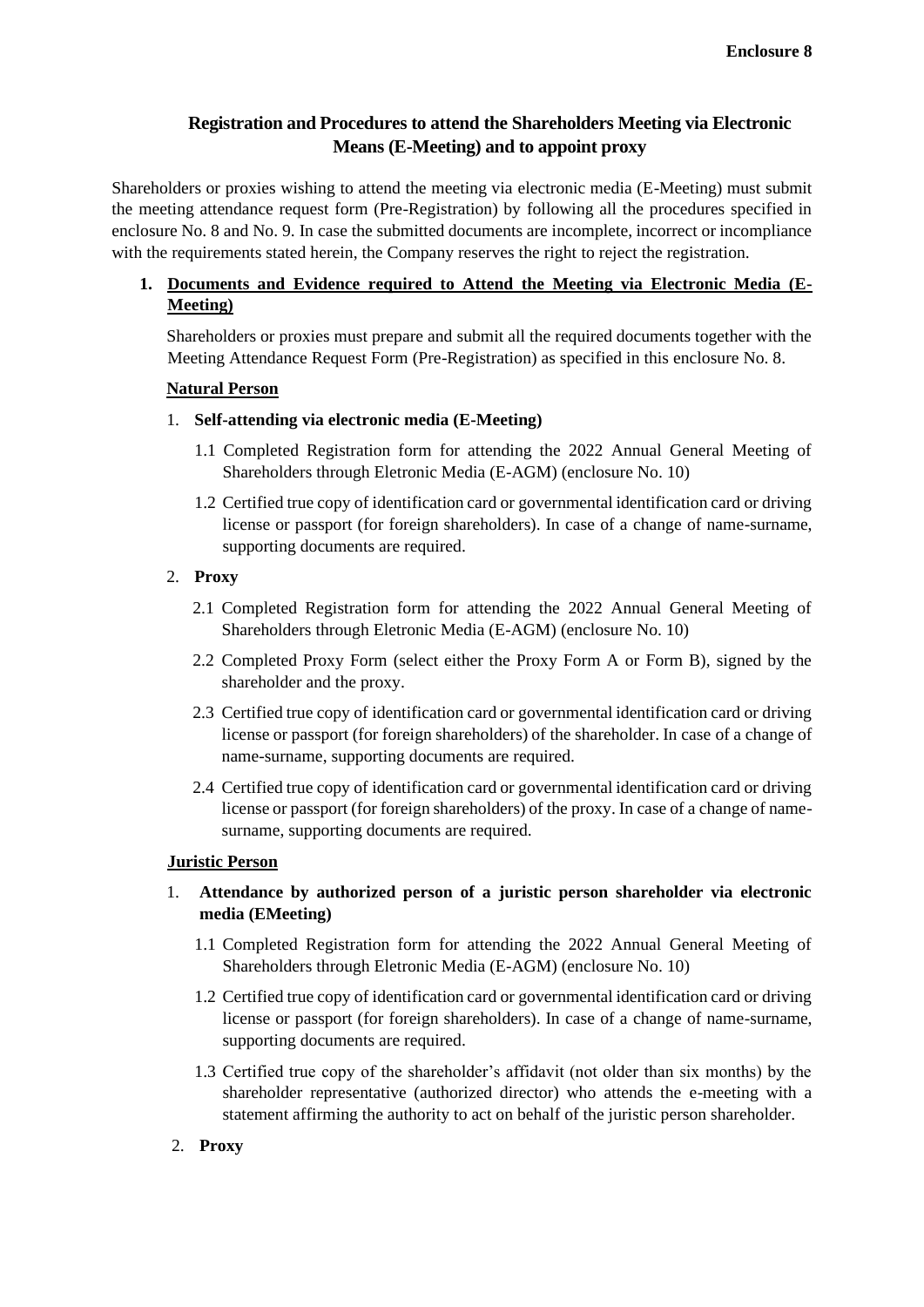**Enclosure 8**

# Registration and Procedures to attend the Shareholders Meeting via Electronic Means (E-Meeting) and to appoint proxy

Shareholders or proxies wishing to attend the meeting via electronic media (E-Meeting) must submit the meeting attendance request form (Pre-Registration) by following all the procedures specified in enclosure No. 8 and No. 9. In case the submitted documents are incomplete, incorrect or incompliance with the requirements stated herein, the Company reserves the right to reject the registration.

## 1. Documents and Evidence required to Attend the Meeting via Electronic Media (E-Meeting)

Shareholders or proxies must prepare and submit all the required documents together with the Meeting Attendance Request Form (Pre-Registration) as specified in this enclosure No. 8.

### Natural Person

1. **Self-attending via electronic media (E-Meeting)**

   1.1 Completed Registration form for attending the 2022 Annual General Meeting of Shareholders through Eletronic Media (E-AGM) (enclosure No. 10)

   1.2 Certified true copy of identification card or governmental identification card or driving license or passport (for foreign shareholders). In case of a change of name-surname, supporting documents are required.

2. **Proxy**

   2.1 Completed Registration form for attending the 2022 Annual General Meeting of Shareholders through Eletronic Media (E-AGM) (enclosure No. 10)

   2.2 Completed Proxy Form (select either the Proxy Form A or Form B), signed by the shareholder and the proxy.

   2.3 Certified true copy of identification card or governmental identification card or driving license or passport (for foreign shareholders) of the shareholder. In case of a change of name-surname, supporting documents are required.

   2.4 Certified true copy of identification card or governmental identification card or driving license or passport (for foreign shareholders) of the proxy. In case of a change of name-surname, supporting documents are required.

### Juristic Person

1. **Attendance by authorized person of a juristic person shareholder via electronic media (EMeeting)**

   1.1 Completed Registration form for attending the 2022 Annual General Meeting of Shareholders through Eletronic Media (E-AGM) (enclosure No. 10)

   1.2 Certified true copy of identification card or governmental identification card or driving license or passport (for foreign shareholders). In case of a change of name-surname, supporting documents are required.

   1.3 Certified true copy of the shareholder's affidavit (not older than six months) by the shareholder representative (authorized director) who attends the e-meeting with a statement affirming the authority to act on behalf of the juristic person shareholder.

2. **Proxy**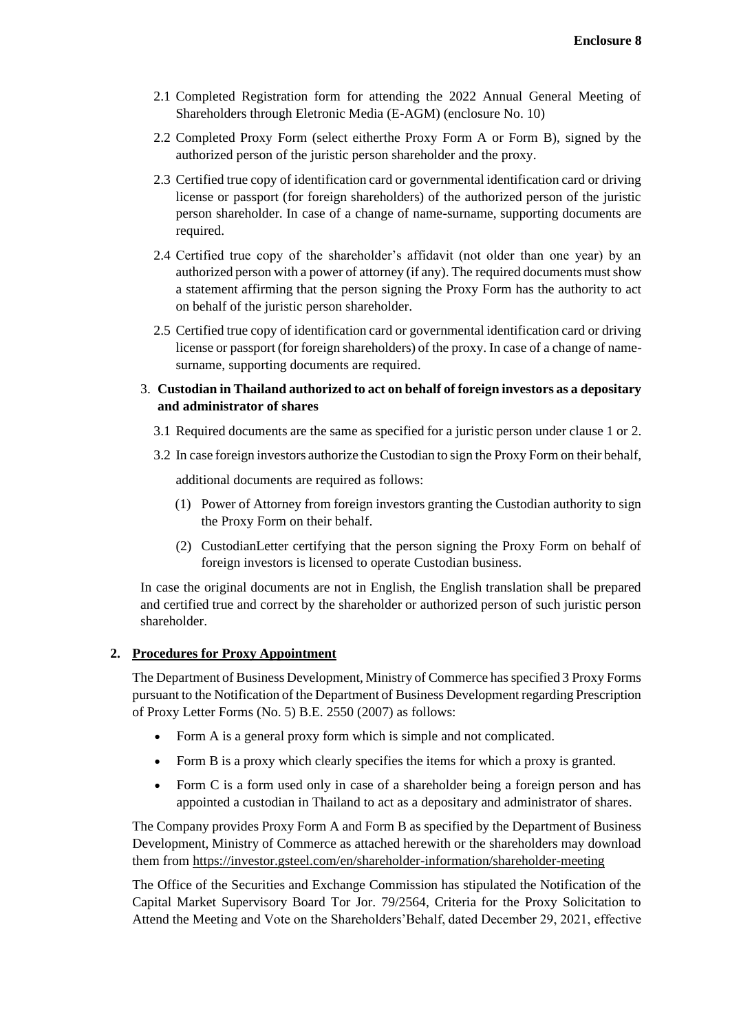2.1 Completed Registration form for attending the 2022 Annual General Meeting of Shareholders through Eletronic Media (E-AGM) (enclosure No. 10)

2.2 Completed Proxy Form (select eitherthe Proxy Form A or Form B), signed by the authorized person of the juristic person shareholder and the proxy.

2.3 Certified true copy of identification card or governmental identification card or driving license or passport (for foreign shareholders) of the authorized person of the juristic person shareholder. In case of a change of name-surname, supporting documents are required.

2.4 Certified true copy of the shareholder's affidavit (not older than one year) by an authorized person with a power of attorney (if any). The required documents must show a statement affirming that the person signing the Proxy Form has the authority to act on behalf of the juristic person shareholder.

2.5 Certified true copy of identification card or governmental identification card or driving license or passport (for foreign shareholders) of the proxy. In case of a change of name-surname, supporting documents are required.

3. **Custodian in Thailand authorized to act on behalf of foreign investors as a depositary and administrator of shares**

3.1 Required documents are the same as specified for a juristic person under clause 1 or 2.

3.2 In case foreign investors authorize the Custodian to sign the Proxy Form on their behalf, additional documents are required as follows:

(1) Power of Attorney from foreign investors granting the Custodian authority to sign the Proxy Form on their behalf.

(2) CustodianLetter certifying that the person signing the Proxy Form on behalf of foreign investors is licensed to operate Custodian business.

In case the original documents are not in English, the English translation shall be prepared and certified true and correct by the shareholder or authorized person of such juristic person shareholder.

## 2. Procedures for Proxy Appointment

The Department of Business Development, Ministry of Commerce has specified 3 Proxy Forms pursuant to the Notification of the Department of Business Development regarding Prescription of Proxy Letter Forms (No. 5) B.E. 2550 (2007) as follows:

- Form A is a general proxy form which is simple and not complicated.
- Form B is a proxy which clearly specifies the items for which a proxy is granted.
- Form C is a form used only in case of a shareholder being a foreign person and has appointed a custodian in Thailand to act as a depositary and administrator of shares.

The Company provides Proxy Form A and Form B as specified by the Department of Business Development, Ministry of Commerce as attached herewith or the shareholders may download them from https://investor.gsteel.com/en/shareholder-information/shareholder-meeting

The Office of the Securities and Exchange Commission has stipulated the Notification of the Capital Market Supervisory Board Tor Jor. 79/2564, Criteria for the Proxy Solicitation to Attend the Meeting and Vote on the Shareholders'Behalf, dated December 29, 2021, effective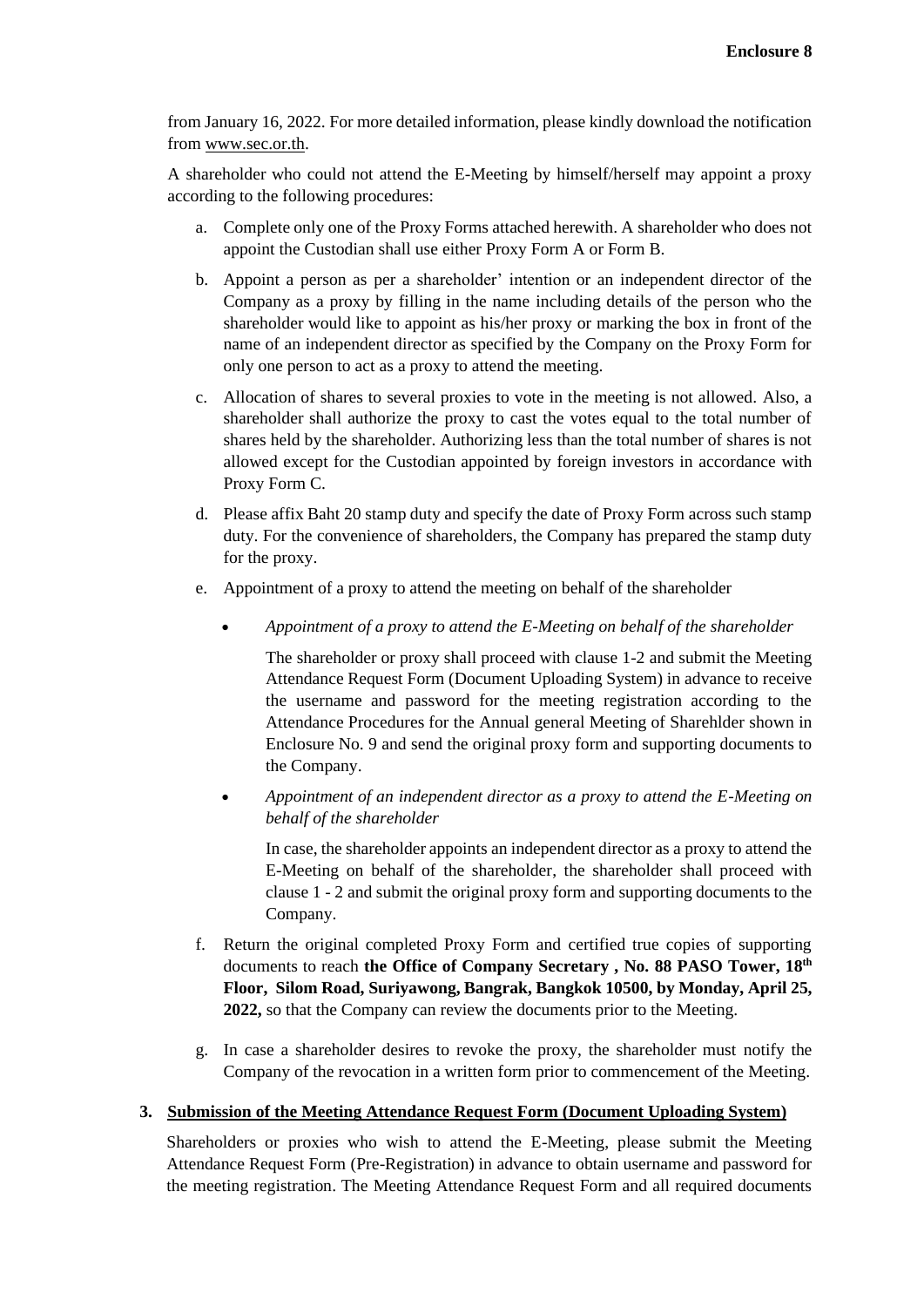from January 16, 2022. For more detailed information, please kindly download the notification from www.sec.or.th.

A shareholder who could not attend the E-Meeting by himself/herself may appoint a proxy according to the following procedures:

a. Complete only one of the Proxy Forms attached herewith. A shareholder who does not appoint the Custodian shall use either Proxy Form A or Form B.

b. Appoint a person as per a shareholder' intention or an independent director of the Company as a proxy by filling in the name including details of the person who the shareholder would like to appoint as his/her proxy or marking the box in front of the name of an independent director as specified by the Company on the Proxy Form for only one person to act as a proxy to attend the meeting.

c. Allocation of shares to several proxies to vote in the meeting is not allowed. Also, a shareholder shall authorize the proxy to cast the votes equal to the total number of shares held by the shareholder. Authorizing less than the total number of shares is not allowed except for the Custodian appointed by foreign investors in accordance with Proxy Form C.

d. Please affix Baht 20 stamp duty and specify the date of Proxy Form across such stamp duty. For the convenience of shareholders, the Company has prepared the stamp duty for the proxy.

e. Appointment of a proxy to attend the meeting on behalf of the shareholder

   - *Appointment of a proxy to attend the E-Meeting on behalf of the shareholder*

     The shareholder or proxy shall proceed with clause 1-2 and submit the Meeting Attendance Request Form (Document Uploading System) in advance to receive the username and password for the meeting registration according to the Attendance Procedures for the Annual general Meeting of Sharehlder shown in Enclosure No. 9 and send the original proxy form and supporting documents to the Company.

   - *Appointment of an independent director as a proxy to attend the E-Meeting on behalf of the shareholder*

     In case, the shareholder appoints an independent director as a proxy to attend the E-Meeting on behalf of the shareholder, the shareholder shall proceed with clause 1 - 2 and submit the original proxy form and supporting documents to the Company.

f. Return the original completed Proxy Form and certified true copies of supporting documents to reach **the Office of Company Secretary , No. 88 PASO Tower, 18th Floor, Silom Road, Suriyawong, Bangrak, Bangkok 10500, by Monday, April 25, 2022,** so that the Company can review the documents prior to the Meeting.

g. In case a shareholder desires to revoke the proxy, the shareholder must notify the Company of the revocation in a written form prior to commencement of the Meeting.

### 3. Submission of the Meeting Attendance Request Form (Document Uploading System)

Shareholders or proxies who wish to attend the E-Meeting, please submit the Meeting Attendance Request Form (Pre-Registration) in advance to obtain username and password for the meeting registration. The Meeting Attendance Request Form and all required documents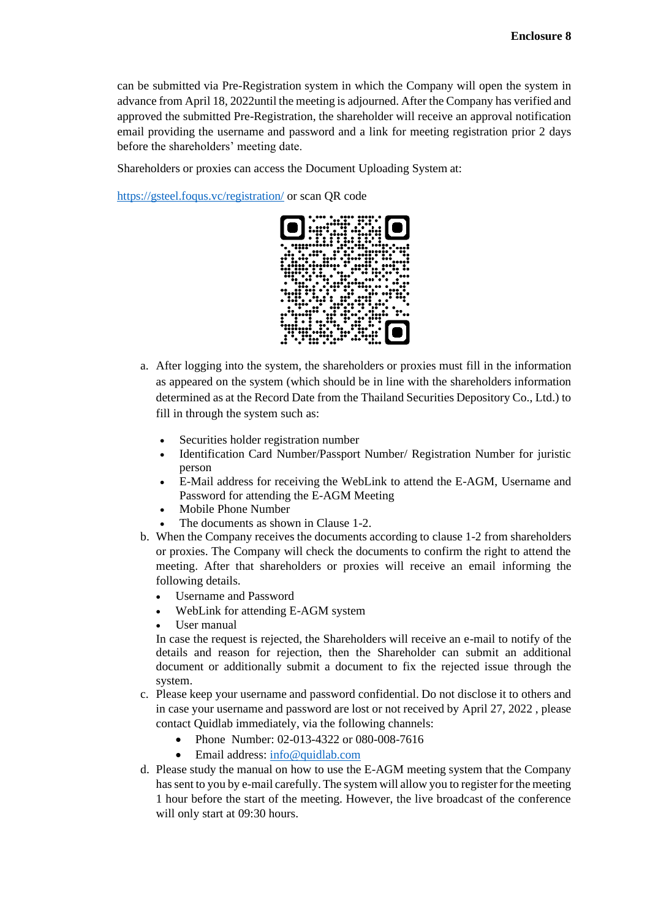can be submitted via Pre-Registration system in which the Company will open the system in advance from April 18, 2022until the meeting is adjourned. After the Company has verified and approved the submitted Pre-Registration, the shareholder will receive an approval notification email providing the username and password and a link for meeting registration prior 2 days before the shareholders' meeting date.

Shareholders or proxies can access the Document Uploading System at:

[https://gsteel.foqus.vc/registration/](https://gsteel.foqus.vc/registration/) or scan QR code

a. After logging into the system, the shareholders or proxies must fill in the information as appeared on the system (which should be in line with the shareholders information determined as at the Record Date from the Thailand Securities Depository Co., Ltd.) to fill in through the system such as:
    - Securities holder registration number
    - Identification Card Number/Passport Number/ Registration Number for juristic person
    - E-Mail address for receiving the WebLink to attend the E-AGM, Username and Password for attending the E-AGM Meeting
    - Mobile Phone Number
    - The documents as shown in Clause 1-2.
b. When the Company receives the documents according to clause 1-2 from shareholders or proxies. The Company will check the documents to confirm the right to attend the meeting. After that shareholders or proxies will receive an email informing the following details.
    - Username and Password
    - WebLink for attending E-AGM system
    - User manual

    In case the request is rejected, the Shareholders will receive an e-mail to notify of the details and reason for rejection, then the Shareholder can submit an additional document or additionally submit a document to fix the rejected issue through the system.
c. Please keep your username and password confidential. Do not disclose it to others and in case your username and password are lost or not received by April 27, 2022 , please contact Quidlab immediately, via the following channels:
    - Phone Number: 02-013-4322 or 080-008-7616
    - Email address: [info@quidlab.com](mailto:info@quidlab.com)
d. Please study the manual on how to use the E-AGM meeting system that the Company has sent to you by e-mail carefully. The system will allow you to register for the meeting 1 hour before the start of the meeting. However, the live broadcast of the conference will only start at 09:30 hours.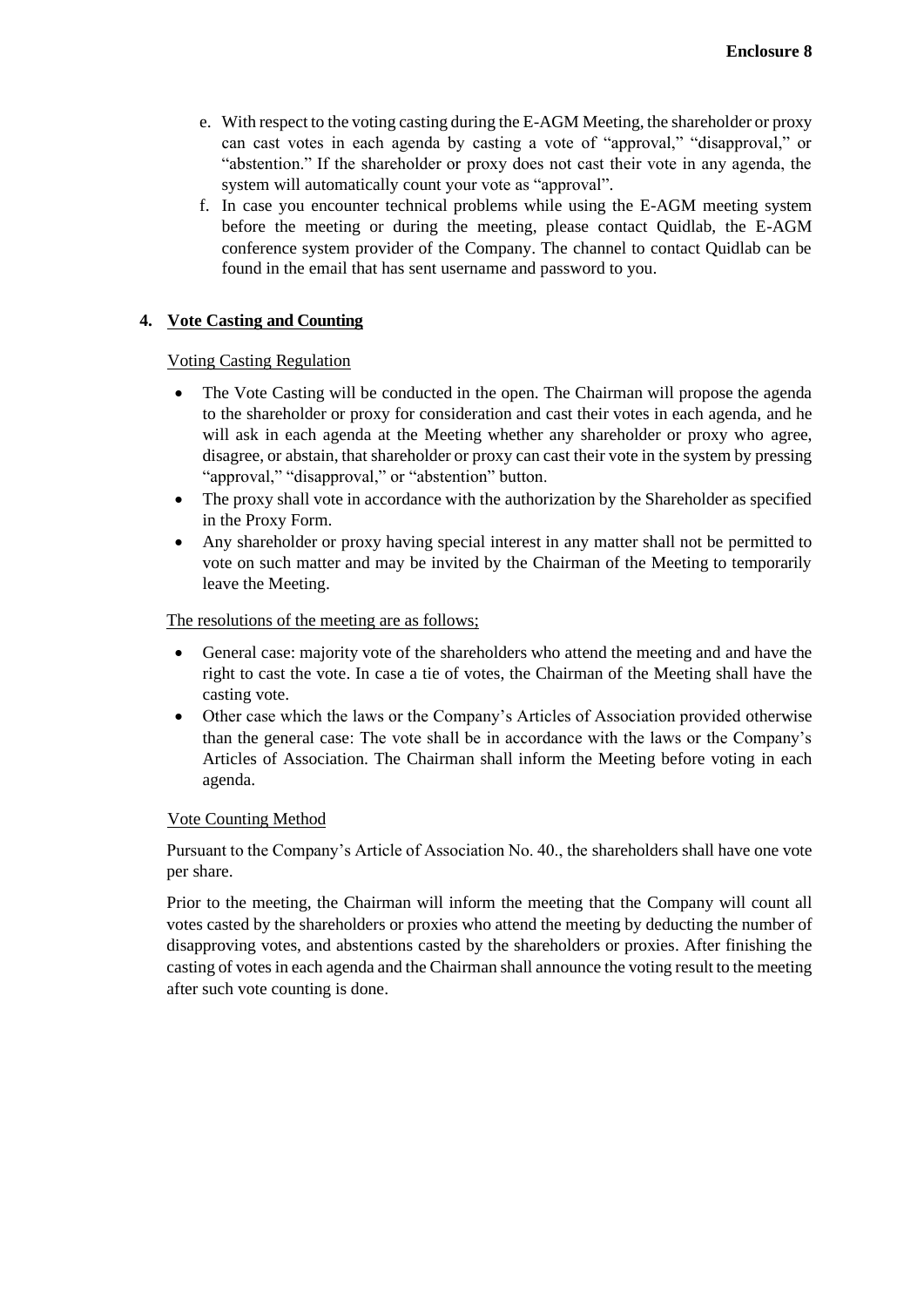e. With respect to the voting casting during the E-AGM Meeting, the shareholder or proxy can cast votes in each agenda by casting a vote of "approval," "disapproval," or "abstention." If the shareholder or proxy does not cast their vote in any agenda, the system will automatically count your vote as "approval".

f. In case you encounter technical problems while using the E-AGM meeting system before the meeting or during the meeting, please contact Quidlab, the E-AGM conference system provider of the Company. The channel to contact Quidlab can be found in the email that has sent username and password to you.

**4. Vote Casting and Counting**

Voting Casting Regulation

- The Vote Casting will be conducted in the open. The Chairman will propose the agenda to the shareholder or proxy for consideration and cast their votes in each agenda, and he will ask in each agenda at the Meeting whether any shareholder or proxy who agree, disagree, or abstain, that shareholder or proxy can cast their vote in the system by pressing "approval," "disapproval," or "abstention" button.
- The proxy shall vote in accordance with the authorization by the Shareholder as specified in the Proxy Form.
- Any shareholder or proxy having special interest in any matter shall not be permitted to vote on such matter and may be invited by the Chairman of the Meeting to temporarily leave the Meeting.

The resolutions of the meeting are as follows;

- General case: majority vote of the shareholders who attend the meeting and and have the right to cast the vote. In case a tie of votes, the Chairman of the Meeting shall have the casting vote.
- Other case which the laws or the Company's Articles of Association provided otherwise than the general case: The vote shall be in accordance with the laws or the Company's Articles of Association. The Chairman shall inform the Meeting before voting in each agenda.

Vote Counting Method

Pursuant to the Company's Article of Association No. 40., the shareholders shall have one vote per share.

Prior to the meeting, the Chairman will inform the meeting that the Company will count all votes casted by the shareholders or proxies who attend the meeting by deducting the number of disapproving votes, and abstentions casted by the shareholders or proxies. After finishing the casting of votes in each agenda and the Chairman shall announce the voting result to the meeting after such vote counting is done.